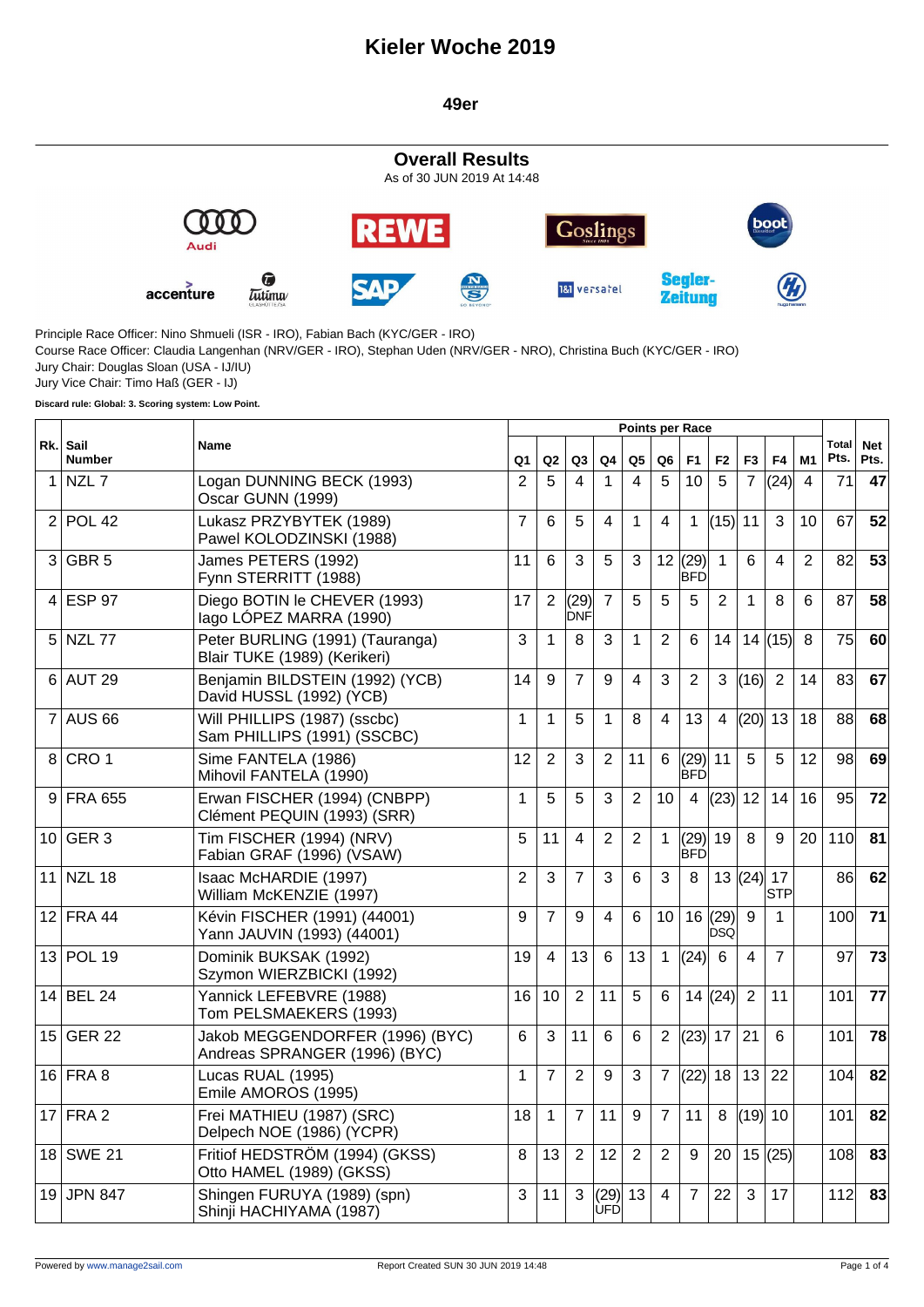# Kieler Woche 2019

## 49er

### Overall Results

As of 30 JUN 2019 At 14:48

Principle Race Officer: Nino Shmueli (ISR - IRO), Fabian Bach (KYC/GER - IRO)
Course Race Officer: Claudia Langenhan (NRV/GER - IRO), Stephan Uden (NRV/GER - NRO), Christina Buch (KYC/GER - IRO)
Jury Chair: Douglas Sloan (USA - IJ/IU)
Jury Vice Chair: Timo Haß (GER - IJ)

**Discard rule: Global: 3. Scoring system: Low Point.**

| Rk. | Sail Number | Name | Q1 | Q2 | Q3 | Q4 | Q5 | Q6 | F1 | F2 | F3 | F4 | M1 | Total Pts. | Net Pts. |
|---|---|---|---|---|---|---|---|---|---|---|---|---|---|---|---|
| 1 | NZL 7 | Logan DUNNING BECK (1993) Oscar GUNN (1999) | 2 | 5 | 4 | 1 | 4 | 5 | 10 | 5 | 7 | (24) | 4 | 71 | **47** |
| 2 | POL 42 | Lukasz PRZYBYTEK (1989) Pawel KOLODZINSKI (1988) | 7 | 6 | 5 | 4 | 1 | 4 | 1 | (15) | 11 | 3 | 10 | 67 | **52** |
| 3 | GBR 5 | James PETERS (1992) Fynn STERRITT (1988) | 11 | 6 | 3 | 5 | 3 | 12 | (29) BFD | 1 | 6 | 4 | 2 | 82 | **53** |
| 4 | ESP 97 | Diego BOTIN le CHEVER (1993) Iago LÓPEZ MARRA (1990) | 17 | 2 | (29) DNF | 7 | 5 | 5 | 5 | 2 | 1 | 8 | 6 | 87 | **58** |
| 5 | NZL 77 | Peter BURLING (1991) (Tauranga) Blair TUKE (1989) (Kerikeri) | 3 | 1 | 8 | 3 | 1 | 2 | 6 | 14 | 14 | (15) | 8 | 75 | **60** |
| 6 | AUT 29 | Benjamin BILDSTEIN (1992) (YCB) David HUSSL (1992) (YCB) | 14 | 9 | 7 | 9 | 4 | 3 | 2 | 3 | (16) | 2 | 14 | 83 | **67** |
| 7 | AUS 66 | Will PHILLIPS (1987) (sscbc) Sam PHILLIPS (1991) (SSCBC) | 1 | 1 | 5 | 1 | 8 | 4 | 13 | 4 | (20) | 13 | 18 | 88 | **68** |
| 8 | CRO 1 | Sime FANTELA (1986) Mihovil FANTELA (1990) | 12 | 2 | 3 | 2 | 11 | 6 | (29) BFD | 11 | 5 | 5 | 12 | 98 | **69** |
| 9 | FRA 655 | Erwan FISCHER (1994) (CNBPP) Clément PEQUIN (1993) (SRR) | 1 | 5 | 5 | 3 | 2 | 10 | 4 | (23) | 12 | 14 | 16 | 95 | **72** |
| 10 | GER 3 | Tim FISCHER (1994) (NRV) Fabian GRAF (1996) (VSAW) | 5 | 11 | 4 | 2 | 2 | 1 | (29) BFD | 19 | 8 | 9 | 20 | 110 | **81** |
| 11 | NZL 18 | Isaac McHARDIE (1997) William McKENZIE (1997) | 2 | 3 | 7 | 3 | 6 | 3 | 8 | 13 | (24) | 17 STP | | 86 | **62** |
| 12 | FRA 44 | Kévin FISCHER (1991) (44001) Yann JAUVIN (1993) (44001) | 9 | 7 | 9 | 4 | 6 | 10 | 16 | (29) DSQ | 9 | 1 | | 100 | **71** |
| 13 | POL 19 | Dominik BUKSAK (1992) Szymon WIERZBICKI (1992) | 19 | 4 | 13 | 6 | 13 | 1 | (24) | 6 | 4 | 7 | | 97 | **73** |
| 14 | BEL 24 | Yannick LEFEBVRE (1988) Tom PELSMAEKERS (1993) | 16 | 10 | 2 | 11 | 5 | 6 | 14 | (24) | 2 | 11 | | 101 | **77** |
| 15 | GER 22 | Jakob MEGGENDORFER (1996) (BYC) Andreas SPRANGER (1996) (BYC) | 6 | 3 | 11 | 6 | 6 | 2 | (23) | 17 | 21 | 6 | | 101 | **78** |
| 16 | FRA 8 | Lucas RUAL (1995) Emile AMOROS (1995) | 1 | 7 | 2 | 9 | 3 | 7 | (22) | 18 | 13 | 22 | | 104 | **82** |
| 17 | FRA 2 | Frei MATHIEU (1987) (SRC) Delpech NOE (1986) (YCPR) | 18 | 1 | 7 | 11 | 9 | 7 | 11 | 8 | (19) | 10 | | 101 | **82** |
| 18 | SWE 21 | Fritiof HEDSTRÖM (1994) (GKSS) Otto HAMEL (1989) (GKSS) | 8 | 13 | 2 | 12 | 2 | 2 | 9 | 20 | 15 | (25) | | 108 | **83** |
| 19 | JPN 847 | Shingen FURUYA (1989) (spn) Shinji HACHIYAMA (1987) | 3 | 11 | 3 | (29) UFD | 13 | 4 | 7 | 22 | 3 | 17 | | 112 | **83** |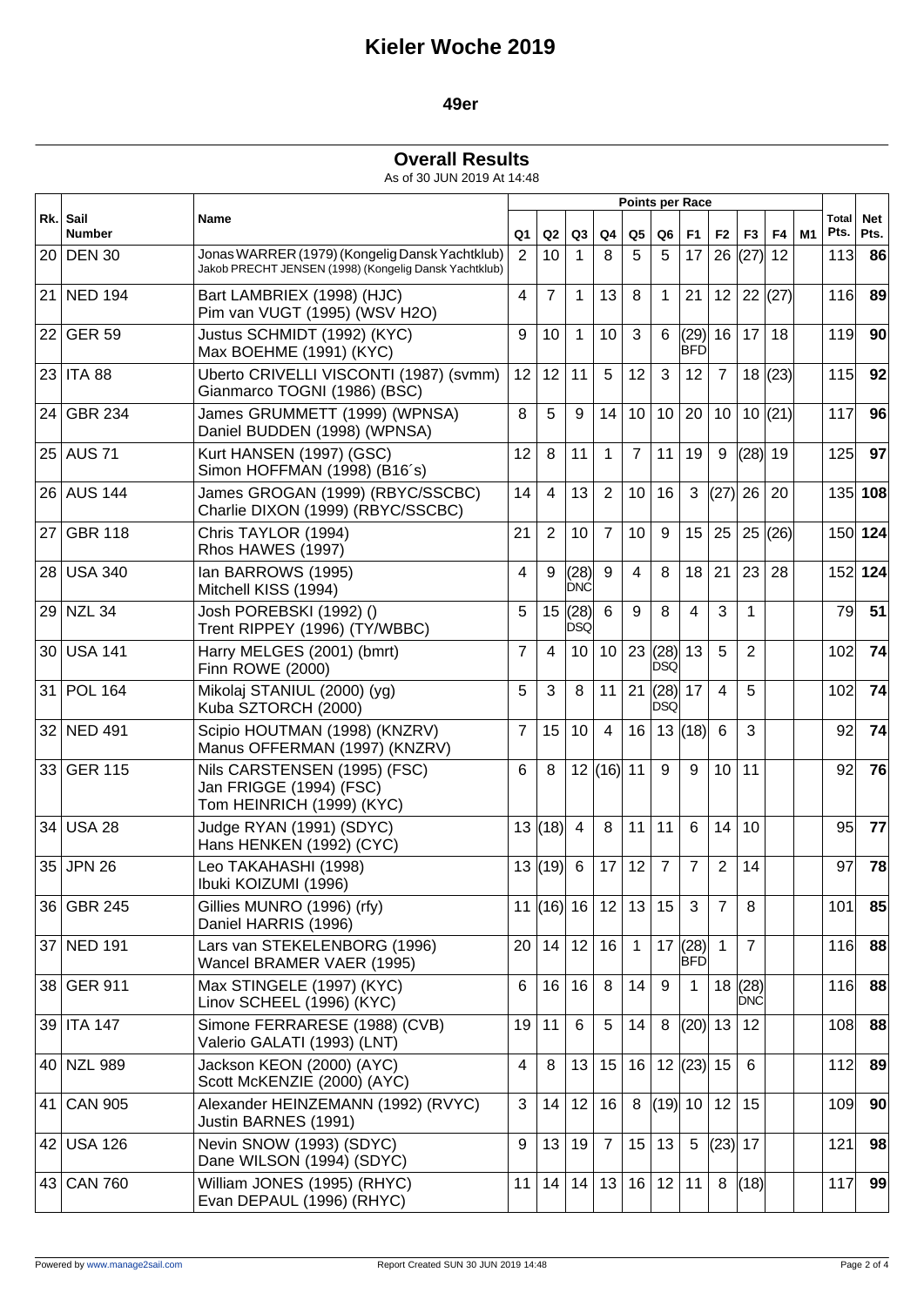# Kieler Woche 2019

## 49er

### Overall Results

As of 30 JUN 2019 At 14:48

| Rk. | Sail Number | Name | Q1 | Q2 | Q3 | Q4 | Q5 | Q6 | F1 | F2 | F3 | F4 | M1 | Total Pts. | Net Pts. |
|---|---|---|---|---|---|---|---|---|---|---|---|---|---|---|---|
| | | | Points per Race | | | | | | | | | | | | |
| 20 | DEN 30 | Jonas WARRER (1979) (Kongelig Dansk Yachtklub)<br>Jakob PRECHT JENSEN (1998) (Kongelig Dansk Yachtklub) | 2 | 10 | 1 | 8 | 5 | 5 | 17 | 26 | (27) | 12 | | 113 | **86** |
| 21 | NED 194 | Bart LAMBRIEX (1998) (HJC)<br>Pim van VUGT (1995) (WSV H2O) | 4 | 7 | 1 | 13 | 8 | 1 | 21 | 12 | 22 | (27) | | 116 | **89** |
| 22 | GER 59 | Justus SCHMIDT (1992) (KYC)<br>Max BOEHME (1991) (KYC) | 9 | 10 | 1 | 10 | 3 | 6 | (29) BFD | 16 | 17 | 18 | | 119 | **90** |
| 23 | ITA 88 | Uberto CRIVELLI VISCONTI (1987) (svmm)<br>Gianmarco TOGNI (1986) (BSC) | 12 | 12 | 11 | 5 | 12 | 3 | 12 | 7 | 18 | (23) | | 115 | **92** |
| 24 | GBR 234 | James GRUMMETT (1999) (WPNSA)<br>Daniel BUDDEN (1998) (WPNSA) | 8 | 5 | 9 | 14 | 10 | 10 | 20 | 10 | 10 | (21) | | 117 | **96** |
| 25 | AUS 71 | Kurt HANSEN (1997) (GSC)<br>Simon HOFFMAN (1998) (B16´s) | 12 | 8 | 11 | 1 | 7 | 11 | 19 | 9 | (28) | 19 | | 125 | **97** |
| 26 | AUS 144 | James GROGAN (1999) (RBYC/SSCBC)<br>Charlie DIXON (1999) (RBYC/SSCBC) | 14 | 4 | 13 | 2 | 10 | 16 | 3 | (27) | 26 | 20 | | 135 | **108** |
| 27 | GBR 118 | Chris TAYLOR (1994)<br>Rhos HAWES (1997) | 21 | 2 | 10 | 7 | 10 | 9 | 15 | 25 | 25 | (26) | | 150 | **124** |
| 28 | USA 340 | Ian BARROWS (1995)<br>Mitchell KISS (1994) | 4 | 9 | (28) DNC | 9 | 4 | 8 | 18 | 21 | 23 | 28 | | 152 | **124** |
| 29 | NZL 34 | Josh POREBSKI (1992) ()<br>Trent RIPPEY (1996) (TY/WBBC) | 5 | 15 | (28) DSQ | 6 | 9 | 8 | 4 | 3 | 1 | | | 79 | **51** |
| 30 | USA 141 | Harry MELGES (2001) (bmrt)<br>Finn ROWE (2000) | 7 | 4 | 10 | 10 | 23 | (28) DSQ | 13 | 5 | 2 | | | 102 | **74** |
| 31 | POL 164 | Mikolaj STANIUL (2000) (yg)<br>Kuba SZTORCH (2000) | 5 | 3 | 8 | 11 | 21 | (28) DSQ | 17 | 4 | 5 | | | 102 | **74** |
| 32 | NED 491 | Scipio HOUTMAN (1998) (KNZRV)<br>Manus OFFERMAN (1997) (KNZRV) | 7 | 15 | 10 | 4 | 16 | 13 | (18) | 6 | 3 | | | 92 | **74** |
| 33 | GER 115 | Nils CARSTENSEN (1995) (FSC)<br>Jan FRIGGE (1994) (FSC)<br>Tom HEINRICH (1999) (KYC) | 6 | 8 | 12 | (16) | 11 | 9 | 9 | 10 | 11 | | | 92 | **76** |
| 34 | USA 28 | Judge RYAN (1991) (SDYC)<br>Hans HENKEN (1992) (CYC) | 13 | (18) | 4 | 8 | 11 | 11 | 6 | 14 | 10 | | | 95 | **77** |
| 35 | JPN 26 | Leo TAKAHASHI (1998)<br>Ibuki KOIZUMI (1996) | 13 | (19) | 6 | 17 | 12 | 7 | 7 | 2 | 14 | | | 97 | **78** |
| 36 | GBR 245 | Gillies MUNRO (1996) (rfy)<br>Daniel HARRIS (1996) | 11 | (16) | 16 | 12 | 13 | 15 | 3 | 7 | 8 | | | 101 | **85** |
| 37 | NED 191 | Lars van STEKELENBORG (1996)<br>Wancel BRAMER VAER (1995) | 20 | 14 | 12 | 16 | 1 | 17 | (28) BFD | 1 | 7 | | | 116 | **88** |
| 38 | GER 911 | Max STINGELE (1997) (KYC)<br>Linov SCHEEL (1996) (KYC) | 6 | 16 | 16 | 8 | 14 | 9 | 1 | 18 | (28) DNC | | | 116 | **88** |
| 39 | ITA 147 | Simone FERRARESE (1988) (CVB)<br>Valerio GALATI (1993) (LNT) | 19 | 11 | 6 | 5 | 14 | 8 | (20) | 13 | 12 | | | 108 | **88** |
| 40 | NZL 989 | Jackson KEON (2000) (AYC)<br>Scott McKENZIE (2000) (AYC) | 4 | 8 | 13 | 15 | 16 | 12 | (23) | 15 | 6 | | | 112 | **89** |
| 41 | CAN 905 | Alexander HEINZEMANN (1992) (RVYC)<br>Justin BARNES (1991) | 3 | 14 | 12 | 16 | 8 | (19) | 10 | 12 | 15 | | | 109 | **90** |
| 42 | USA 126 | Nevin SNOW (1993) (SDYC)<br>Dane WILSON (1994) (SDYC) | 9 | 13 | 19 | 7 | 15 | 13 | 5 | (23) | 17 | | | 121 | **98** |
| 43 | CAN 760 | William JONES (1995) (RHYC)<br>Evan DEPAUL (1996) (RHYC) | 11 | 14 | 14 | 13 | 16 | 12 | 11 | 8 | (18) | | | 117 | **99** |

Powered by www.manage2sail.com Report Created SUN 30 JUN 2019 14:48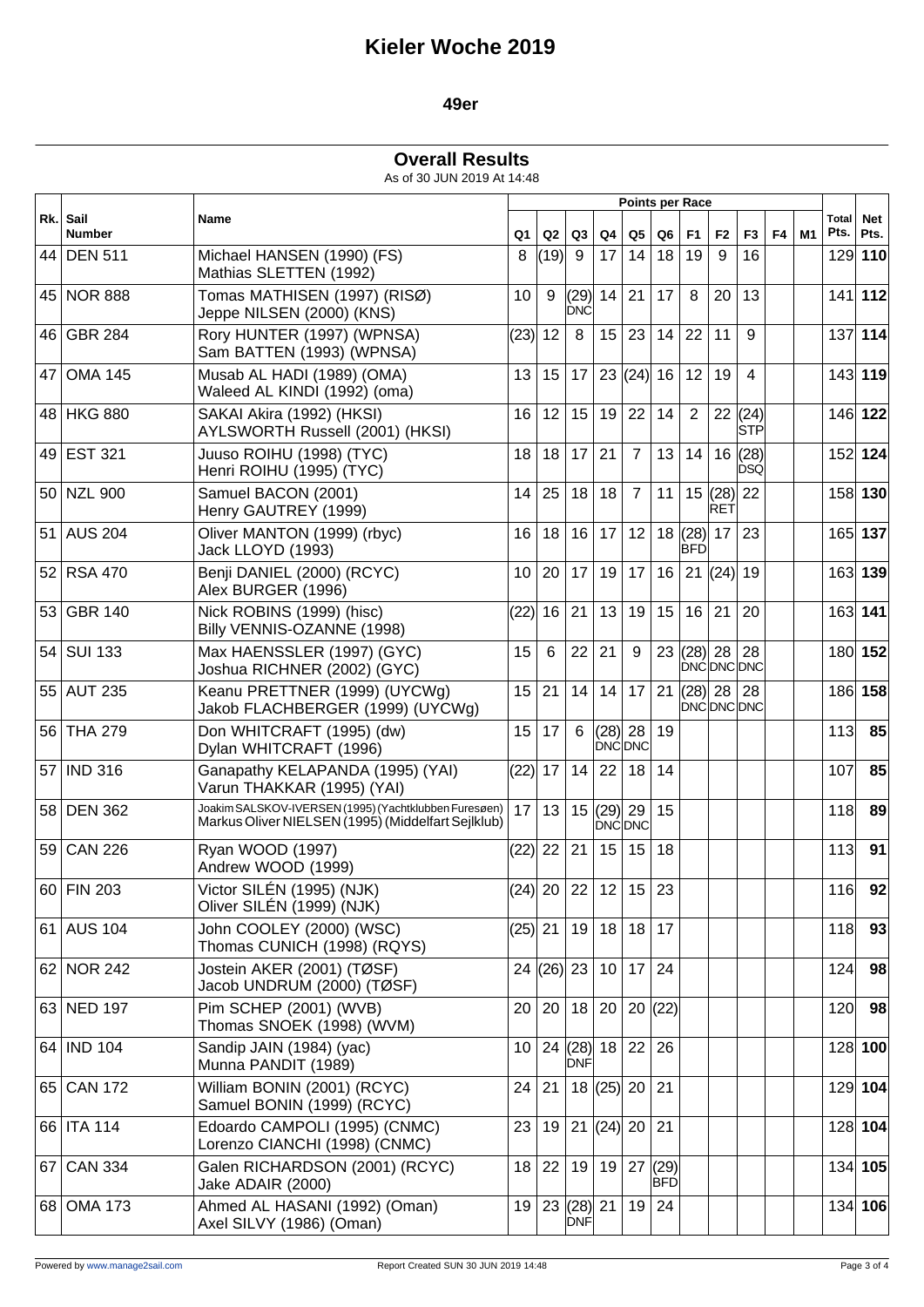# Kieler Woche 2019

## 49er

### Overall Results

As of 30 JUN 2019 At 14:48

| Rk. | Sail Number | Name | Q1 | Q2 | Q3 | Q4 | Q5 | Q6 | F1 | F2 | F3 | F4 | M1 | Total Pts. | Net Pts. |
|---|---|---|---|---|---|---|---|---|---|---|---|---|---|---|---|
| | | | Points per Race | | | | | | | | | | | | |
| 44 | DEN 511 | Michael HANSEN (1990) (FS)<br>Mathias SLETTEN (1992) | 8 | (19) | 9 | 17 | 14 | 18 | 19 | 9 | 16 | | | 129 | **110** |
| 45 | NOR 888 | Tomas MATHISEN (1997) (RISØ)<br>Jeppe NILSEN (2000) (KNS) | 10 | 9 | (29) DNC | 14 | 21 | 17 | 8 | 20 | 13 | | | 141 | **112** |
| 46 | GBR 284 | Rory HUNTER (1997) (WPNSA)<br>Sam BATTEN (1993) (WPNSA) | (23) | 12 | 8 | 15 | 23 | 14 | 22 | 11 | 9 | | | 137 | **114** |
| 47 | OMA 145 | Musab AL HADI (1989) (OMA)<br>Waleed AL KINDI (1992) (oma) | 13 | 15 | 17 | 23 | (24) | 16 | 12 | 19 | 4 | | | 143 | **119** |
| 48 | HKG 880 | SAKAI Akira (1992) (HKSI)<br>AYLSWORTH Russell (2001) (HKSI) | 16 | 12 | 15 | 19 | 22 | 14 | 2 | 22 | (24) STP | | | 146 | **122** |
| 49 | EST 321 | Juuso ROIHU (1998) (TYC)<br>Henri ROIHU (1995) (TYC) | 18 | 18 | 17 | 21 | 7 | 13 | 14 | 16 | (28) DSQ | | | 152 | **124** |
| 50 | NZL 900 | Samuel BACON (2001)<br>Henry GAUTREY (1999) | 14 | 25 | 18 | 18 | 7 | 11 | 15 | (28) RET | 22 | | | 158 | **130** |
| 51 | AUS 204 | Oliver MANTON (1999) (rbyc)<br>Jack LLOYD (1993) | 16 | 18 | 16 | 17 | 12 | 18 | (28) BFD | 17 | 23 | | | 165 | **137** |
| 52 | RSA 470 | Benji DANIEL (2000) (RCYC)<br>Alex BURGER (1996) | 10 | 20 | 17 | 19 | 17 | 16 | 21 | (24) | 19 | | | 163 | **139** |
| 53 | GBR 140 | Nick ROBINS (1999) (hisc)<br>Billy VENNIS-OZANNE (1998) | (22) | 16 | 21 | 13 | 19 | 15 | 16 | 21 | 20 | | | 163 | **141** |
| 54 | SUI 133 | Max HAENSSLER (1997) (GYC)<br>Joshua RICHNER (2002) (GYC) | 15 | 6 | 22 | 21 | 9 | 23 | (28) DNC | 28 DNC | 28 DNC | | | 180 | **152** |
| 55 | AUT 235 | Keanu PRETTNER (1999) (UYCWg)<br>Jakob FLACHBERGER (1999) (UYCWg) | 15 | 21 | 14 | 14 | 17 | 21 | (28) DNC | 28 DNC | 28 DNC | | | 186 | **158** |
| 56 | THA 279 | Don WHITCRAFT (1995) (dw)<br>Dylan WHITCRAFT (1996) | 15 | 17 | 6 | (28) DNC | 28 DNC | 19 | | | | | | 113 | **85** |
| 57 | IND 316 | Ganapathy KELAPANDA (1995) (YAI)<br>Varun THAKKAR (1995) (YAI) | (22) | 17 | 14 | 22 | 18 | 14 | | | | | | 107 | **85** |
| 58 | DEN 362 | Joakim SALSKOV-IVERSEN (1995) (Yachtklubben Furesøen)<br>Markus Oliver NIELSEN (1995) (Middelfart Sejlklub) | 17 | 13 | 15 | (29) DNC | 29 DNC | 15 | | | | | | 118 | **89** |
| 59 | CAN 226 | Ryan WOOD (1997)<br>Andrew WOOD (1999) | (22) | 22 | 21 | 15 | 15 | 18 | | | | | | 113 | **91** |
| 60 | FIN 203 | Victor SILÉN (1995) (NJK)<br>Oliver SILÉN (1999) (NJK) | (24) | 20 | 22 | 12 | 15 | 23 | | | | | | 116 | **92** |
| 61 | AUS 104 | John COOLEY (2000) (WSC)<br>Thomas CUNICH (1998) (RQYS) | (25) | 21 | 19 | 18 | 18 | 17 | | | | | | 118 | **93** |
| 62 | NOR 242 | Jostein AKER (2001) (TØSF)<br>Jacob UNDRUM (2000) (TØSF) | 24 | (26) | 23 | 10 | 17 | 24 | | | | | | 124 | **98** |
| 63 | NED 197 | Pim SCHEP (2001) (WVB)<br>Thomas SNOEK (1998) (WVM) | 20 | 20 | 18 | 20 | 20 | (22) | | | | | | 120 | **98** |
| 64 | IND 104 | Sandip JAIN (1984) (yac)<br>Munna PANDIT (1989) | 10 | 24 | (28) DNF | 18 | 22 | 26 | | | | | | 128 | **100** |
| 65 | CAN 172 | William BONIN (2001) (RCYC)<br>Samuel BONIN (1999) (RCYC) | 24 | 21 | 18 | (25) | 20 | 21 | | | | | | 129 | **104** |
| 66 | ITA 114 | Edoardo CAMPOLI (1995) (CNMC)<br>Lorenzo CIANCHI (1998) (CNMC) | 23 | 19 | 21 | (24) | 20 | 21 | | | | | | 128 | **104** |
| 67 | CAN 334 | Galen RICHARDSON (2001) (RCYC)<br>Jake ADAIR (2000) | 18 | 22 | 19 | 19 | 27 | (29) BFD | | | | | | 134 | **105** |
| 68 | OMA 173 | Ahmed AL HASANI (1992) (Oman)<br>Axel SILVY (1986) (Oman) | 19 | 23 | (28) DNF | 21 | 19 | 24 | | | | | | 134 | **106** |

Powered by www.manage2sail.com — Report Created SUN 30 JUN 2019 14:48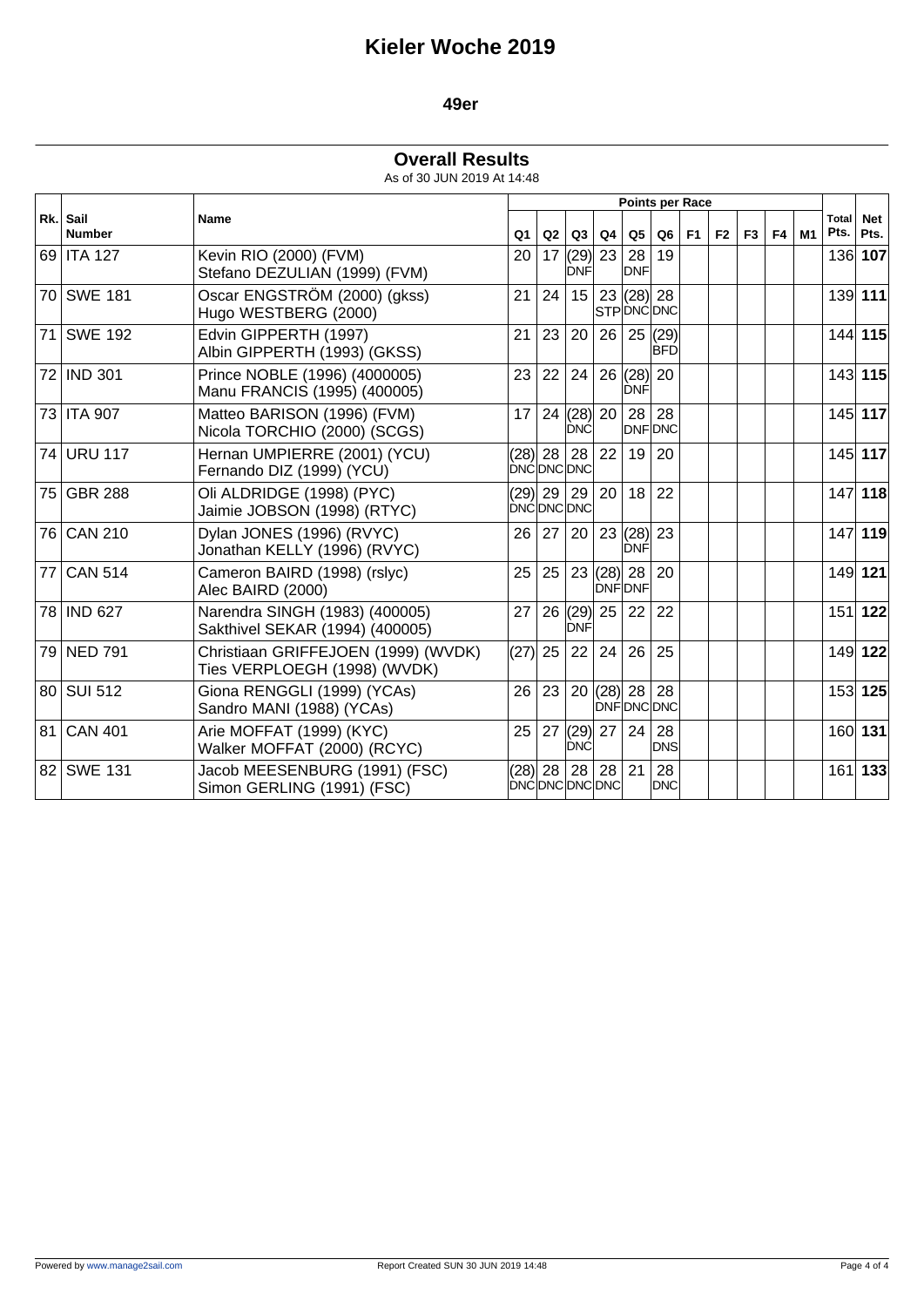# Kieler Woche 2019

## 49er

### Overall Results

As of 30 JUN 2019 At 14:48

| Rk. | Sail Number | Name | Points per Race | | | | | | | | | | | Total Pts. | Net Pts. |
|---|---|---|---|---|---|---|---|---|---|---|---|---|---|---|---|
| | | | Q1 | Q2 | Q3 | Q4 | Q5 | Q6 | F1 | F2 | F3 | F4 | M1 | | |
| 69 | ITA 127 | Kevin RIO (2000) (FVM) Stefano DEZULIAN (1999) (FVM) | 20 | 17 | (29) DNF | 23 | 28 DNF | 19 | | | | | | 136 | **107** |
| 70 | SWE 181 | Oscar ENGSTRÖM (2000) (gkss) Hugo WESTBERG (2000) | 21 | 24 | 15 | 23 STP | (28) DNC | 28 DNC | | | | | | 139 | **111** |
| 71 | SWE 192 | Edvin GIPPERTH (1997) Albin GIPPERTH (1993) (GKSS) | 21 | 23 | 20 | 26 | 25 | (29) BFD | | | | | | 144 | **115** |
| 72 | IND 301 | Prince NOBLE (1996) (4000005) Manu FRANCIS (1995) (400005) | 23 | 22 | 24 | 26 | (28) DNF | 20 | | | | | | 143 | **115** |
| 73 | ITA 907 | Matteo BARISON (1996) (FVM) Nicola TORCHIO (2000) (SCGS) | 17 | 24 | (28) DNC | 20 | 28 DNF | 28 DNC | | | | | | 145 | **117** |
| 74 | URU 117 | Hernan UMPIERRE (2001) (YCU) Fernando DIZ (1999) (YCU) | (28) DNC | 28 DNC | 28 DNC | 22 | 19 | 20 | | | | | | 145 | **117** |
| 75 | GBR 288 | Oli ALDRIDGE (1998) (PYC) Jaimie JOBSON (1998) (RTYC) | (29) DNC | 29 DNC | 29 DNC | 20 | 18 | 22 | | | | | | 147 | **118** |
| 76 | CAN 210 | Dylan JONES (1996) (RVYC) Jonathan KELLY (1996) (RVYC) | 26 | 27 | 20 | 23 | (28) DNF | 23 | | | | | | 147 | **119** |
| 77 | CAN 514 | Cameron BAIRD (1998) (rslyc) Alec BAIRD (2000) | 25 | 25 | 23 | (28) DNF | 28 DNF | 20 | | | | | | 149 | **121** |
| 78 | IND 627 | Narendra SINGH (1983) (400005) Sakthivel SEKAR (1994) (400005) | 27 | 26 | (29) DNF | 25 | 22 | 22 | | | | | | 151 | **122** |
| 79 | NED 791 | Christiaan GRIFFEJOEN (1999) (WVDK) Ties VERPLOEGH (1998) (WVDK) | (27) | 25 | 22 | 24 | 26 | 25 | | | | | | 149 | **122** |
| 80 | SUI 512 | Giona RENGGLI (1999) (YCAs) Sandro MANI (1988) (YCAs) | 26 | 23 | 20 | (28) DNF | 28 DNC | 28 DNC | | | | | | 153 | **125** |
| 81 | CAN 401 | Arie MOFFAT (1999) (KYC) Walker MOFFAT (2000) (RCYC) | 25 | 27 | (29) DNC | 27 | 24 | 28 DNS | | | | | | 160 | **131** |
| 82 | SWE 131 | Jacob MEESENBURG (1991) (FSC) Simon GERLING (1991) (FSC) | (28) DNC | 28 DNC | 28 DNC | 28 DNC | 21 | 28 DNC | | | | | | 161 | **133** |

Powered by www.manage2sail.com | Report Created SUN 30 JUN 2019 14:48